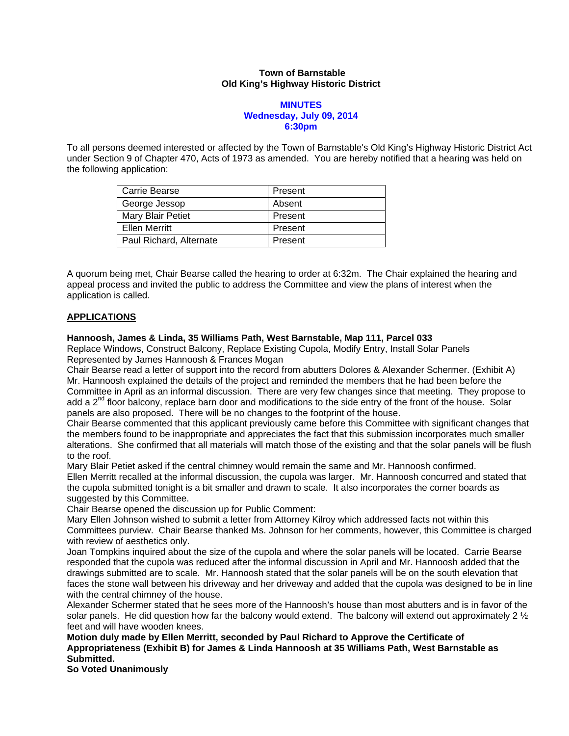**Town of Barnstable**
**Old King's Highway Historic District**

**MINUTES**
**Wednesday, July 09, 2014**
**6:30pm**

To all persons deemed interested or affected by the Town of Barnstable's Old King's Highway Historic District Act under Section 9 of Chapter 470, Acts of 1973 as amended. You are hereby notified that a hearing was held on the following application:

| | |
|---|---|
| Carrie Bearse | Present |
| George Jessop | Absent |
| Mary Blair Petiet | Present |
| Ellen Merritt | Present |
| Paul Richard, Alternate | Present |

A quorum being met, Chair Bearse called the hearing to order at 6:32m. The Chair explained the hearing and appeal process and invited the public to address the Committee and view the plans of interest when the application is called.

## APPLICATIONS

**Hannoosh, James & Linda, 35 Williams Path, West Barnstable, Map 111, Parcel 033**
Replace Windows, Construct Balcony, Replace Existing Cupola, Modify Entry, Install Solar Panels
Represented by James Hannoosh & Frances Mogan
Chair Bearse read a letter of support into the record from abutters Dolores & Alexander Schermer. (Exhibit A)
Mr. Hannoosh explained the details of the project and reminded the members that he had been before the Committee in April as an informal discussion. There are very few changes since that meeting. They propose to add a 2nd floor balcony, replace barn door and modifications to the side entry of the front of the house. Solar panels are also proposed. There will be no changes to the footprint of the house.
Chair Bearse commented that this applicant previously came before this Committee with significant changes that the members found to be inappropriate and appreciates the fact that this submission incorporates much smaller alterations. She confirmed that all materials will match those of the existing and that the solar panels will be flush to the roof.
Mary Blair Petiet asked if the central chimney would remain the same and Mr. Hannoosh confirmed.
Ellen Merritt recalled at the informal discussion, the cupola was larger. Mr. Hannoosh concurred and stated that the cupola submitted tonight is a bit smaller and drawn to scale. It also incorporates the corner boards as suggested by this Committee.
Chair Bearse opened the discussion up for Public Comment:
Mary Ellen Johnson wished to submit a letter from Attorney Kilroy which addressed facts not within this Committees purview. Chair Bearse thanked Ms. Johnson for her comments, however, this Committee is charged with review of aesthetics only.
Joan Tompkins inquired about the size of the cupola and where the solar panels will be located. Carrie Bearse responded that the cupola was reduced after the informal discussion in April and Mr. Hannoosh added that the drawings submitted are to scale. Mr. Hannoosh stated that the solar panels will be on the south elevation that faces the stone wall between his driveway and her driveway and added that the cupola was designed to be in line with the central chimney of the house.
Alexander Schermer stated that he sees more of the Hannoosh's house than most abutters and is in favor of the solar panels. He did question how far the balcony would extend. The balcony will extend out approximately 2 ½ feet and will have wooden knees.
**Motion duly made by Ellen Merritt, seconded by Paul Richard to Approve the Certificate of Appropriateness (Exhibit B) for James & Linda Hannoosh at 35 Williams Path, West Barnstable as Submitted.**
**So Voted Unanimously**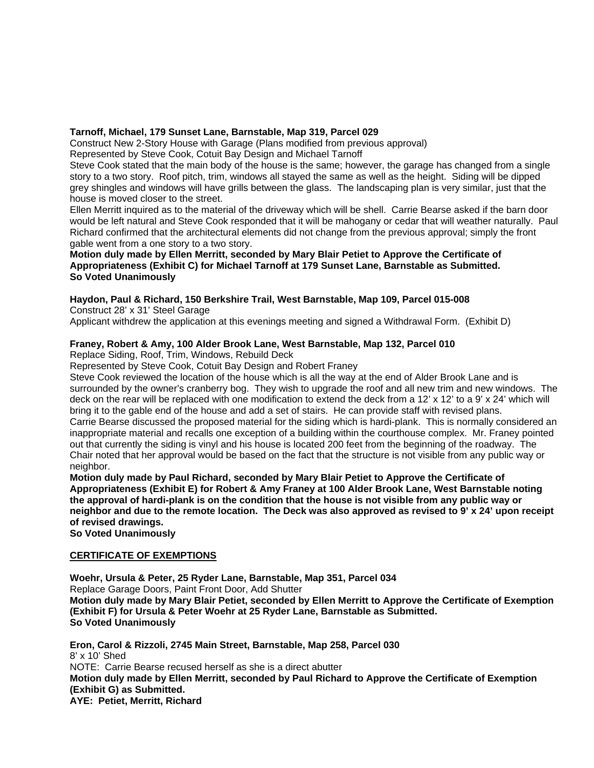**Tarnoff, Michael, 179 Sunset Lane, Barnstable, Map 319, Parcel 029**

Construct New 2-Story House with Garage (Plans modified from previous approval)

Represented by Steve Cook, Cotuit Bay Design and Michael Tarnoff

Steve Cook stated that the main body of the house is the same; however, the garage has changed from a single story to a two story. Roof pitch, trim, windows all stayed the same as well as the height. Siding will be dipped grey shingles and windows will have grills between the glass. The landscaping plan is very similar, just that the house is moved closer to the street.

Ellen Merritt inquired as to the material of the driveway which will be shell. Carrie Bearse asked if the barn door would be left natural and Steve Cook responded that it will be mahogany or cedar that will weather naturally. Paul Richard confirmed that the architectural elements did not change from the previous approval; simply the front gable went from a one story to a two story.

**Motion duly made by Ellen Merritt, seconded by Mary Blair Petiet to Approve the Certificate of Appropriateness (Exhibit C) for Michael Tarnoff at 179 Sunset Lane, Barnstable as Submitted.**

**So Voted Unanimously**

**Haydon, Paul & Richard, 150 Berkshire Trail, West Barnstable, Map 109, Parcel 015-008**

Construct 28' x 31' Steel Garage

Applicant withdrew the application at this evenings meeting and signed a Withdrawal Form. (Exhibit D)

**Franey, Robert & Amy, 100 Alder Brook Lane, West Barnstable, Map 132, Parcel 010**

Replace Siding, Roof, Trim, Windows, Rebuild Deck

Represented by Steve Cook, Cotuit Bay Design and Robert Franey

Steve Cook reviewed the location of the house which is all the way at the end of Alder Brook Lane and is surrounded by the owner's cranberry bog. They wish to upgrade the roof and all new trim and new windows. The deck on the rear will be replaced with one modification to extend the deck from a 12' x 12' to a 9' x 24' which will bring it to the gable end of the house and add a set of stairs. He can provide staff with revised plans.

Carrie Bearse discussed the proposed material for the siding which is hardi-plank. This is normally considered an inappropriate material and recalls one exception of a building within the courthouse complex. Mr. Franey pointed out that currently the siding is vinyl and his house is located 200 feet from the beginning of the roadway. The Chair noted that her approval would be based on the fact that the structure is not visible from any public way or neighbor.

**Motion duly made by Paul Richard, seconded by Mary Blair Petiet to Approve the Certificate of Appropriateness (Exhibit E) for Robert & Amy Franey at 100 Alder Brook Lane, West Barnstable noting the approval of hardi-plank is on the condition that the house is not visible from any public way or neighbor and due to the remote location. The Deck was also approved as revised to 9' x 24' upon receipt of revised drawings.**

**So Voted Unanimously**

**<u>CERTIFICATE OF EXEMPTIONS</u>**

**Woehr, Ursula & Peter, 25 Ryder Lane, Barnstable, Map 351, Parcel 034**

Replace Garage Doors, Paint Front Door, Add Shutter

**Motion duly made by Mary Blair Petiet, seconded by Ellen Merritt to Approve the Certificate of Exemption (Exhibit F) for Ursula & Peter Woehr at 25 Ryder Lane, Barnstable as Submitted.**

**So Voted Unanimously**

**Eron, Carol & Rizzoli, 2745 Main Street, Barnstable, Map 258, Parcel 030**

8' x 10' Shed

NOTE: Carrie Bearse recused herself as she is a direct abutter

**Motion duly made by Ellen Merritt, seconded by Paul Richard to Approve the Certificate of Exemption (Exhibit G) as Submitted.**

**AYE: Petiet, Merritt, Richard**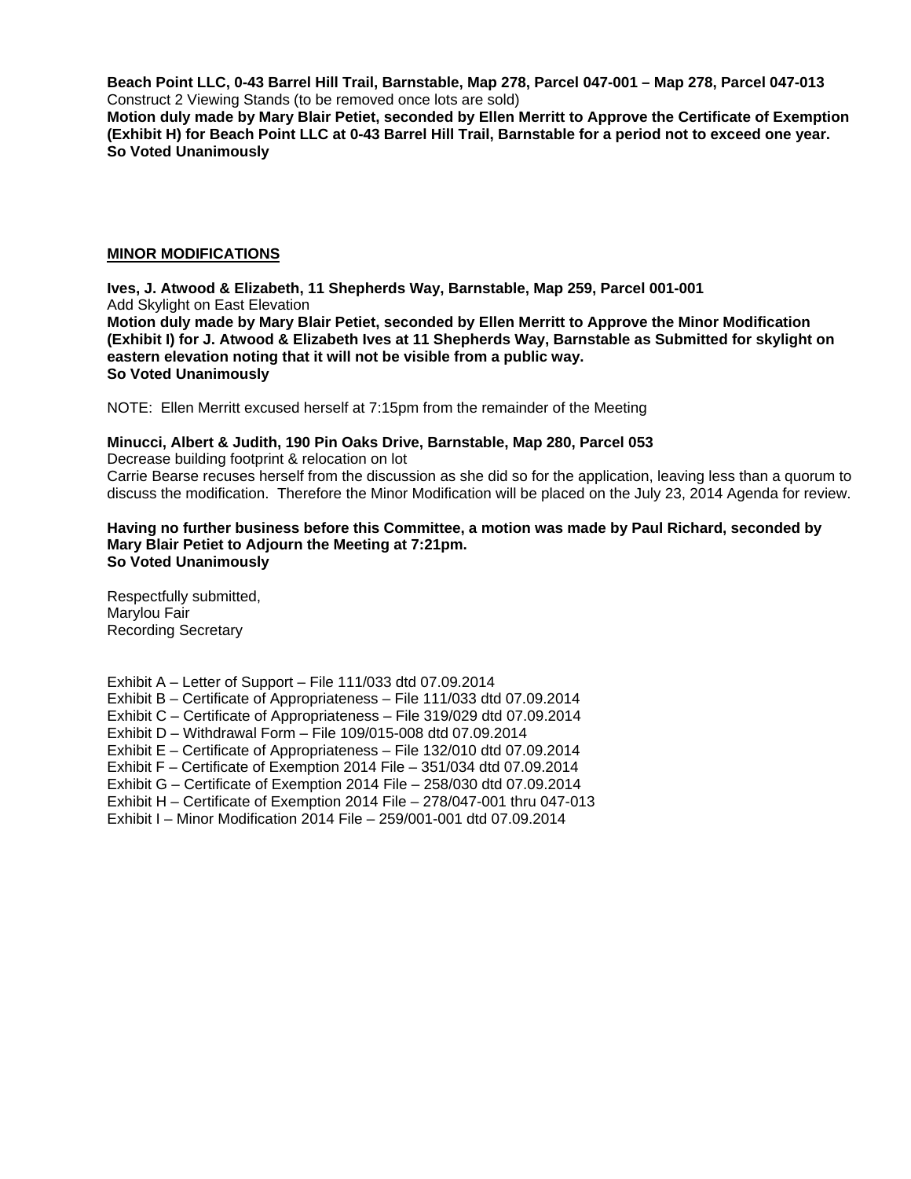**Beach Point LLC, 0-43 Barrel Hill Trail, Barnstable, Map 278, Parcel 047-001 – Map 278, Parcel 047-013**
Construct 2 Viewing Stands (to be removed once lots are sold)
**Motion duly made by Mary Blair Petiet, seconded by Ellen Merritt to Approve the Certificate of Exemption (Exhibit H) for Beach Point LLC at 0-43 Barrel Hill Trail, Barnstable for a period not to exceed one year.**
**So Voted Unanimously**

## MINOR MODIFICATIONS

**Ives, J. Atwood & Elizabeth, 11 Shepherds Way, Barnstable, Map 259, Parcel 001-001**
Add Skylight on East Elevation
**Motion duly made by Mary Blair Petiet, seconded by Ellen Merritt to Approve the Minor Modification (Exhibit I) for J. Atwood & Elizabeth Ives at 11 Shepherds Way, Barnstable as Submitted for skylight on eastern elevation noting that it will not be visible from a public way.**
**So Voted Unanimously**

NOTE: Ellen Merritt excused herself at 7:15pm from the remainder of the Meeting

**Minucci, Albert & Judith, 190 Pin Oaks Drive, Barnstable, Map 280, Parcel 053**
Decrease building footprint & relocation on lot
Carrie Bearse recuses herself from the discussion as she did so for the application, leaving less than a quorum to discuss the modification. Therefore the Minor Modification will be placed on the July 23, 2014 Agenda for review.

**Having no further business before this Committee, a motion was made by Paul Richard, seconded by Mary Blair Petiet to Adjourn the Meeting at 7:21pm.**
**So Voted Unanimously**

Respectfully submitted,
Marylou Fair
Recording Secretary

Exhibit A – Letter of Support – File 111/033 dtd 07.09.2014
Exhibit B – Certificate of Appropriateness – File 111/033 dtd 07.09.2014
Exhibit C – Certificate of Appropriateness – File 319/029 dtd 07.09.2014
Exhibit D – Withdrawal Form – File 109/015-008 dtd 07.09.2014
Exhibit E – Certificate of Appropriateness – File 132/010 dtd 07.09.2014
Exhibit F – Certificate of Exemption 2014 File – 351/034 dtd 07.09.2014
Exhibit G – Certificate of Exemption 2014 File – 258/030 dtd 07.09.2014
Exhibit H – Certificate of Exemption 2014 File – 278/047-001 thru 047-013
Exhibit I – Minor Modification 2014 File – 259/001-001 dtd 07.09.2014